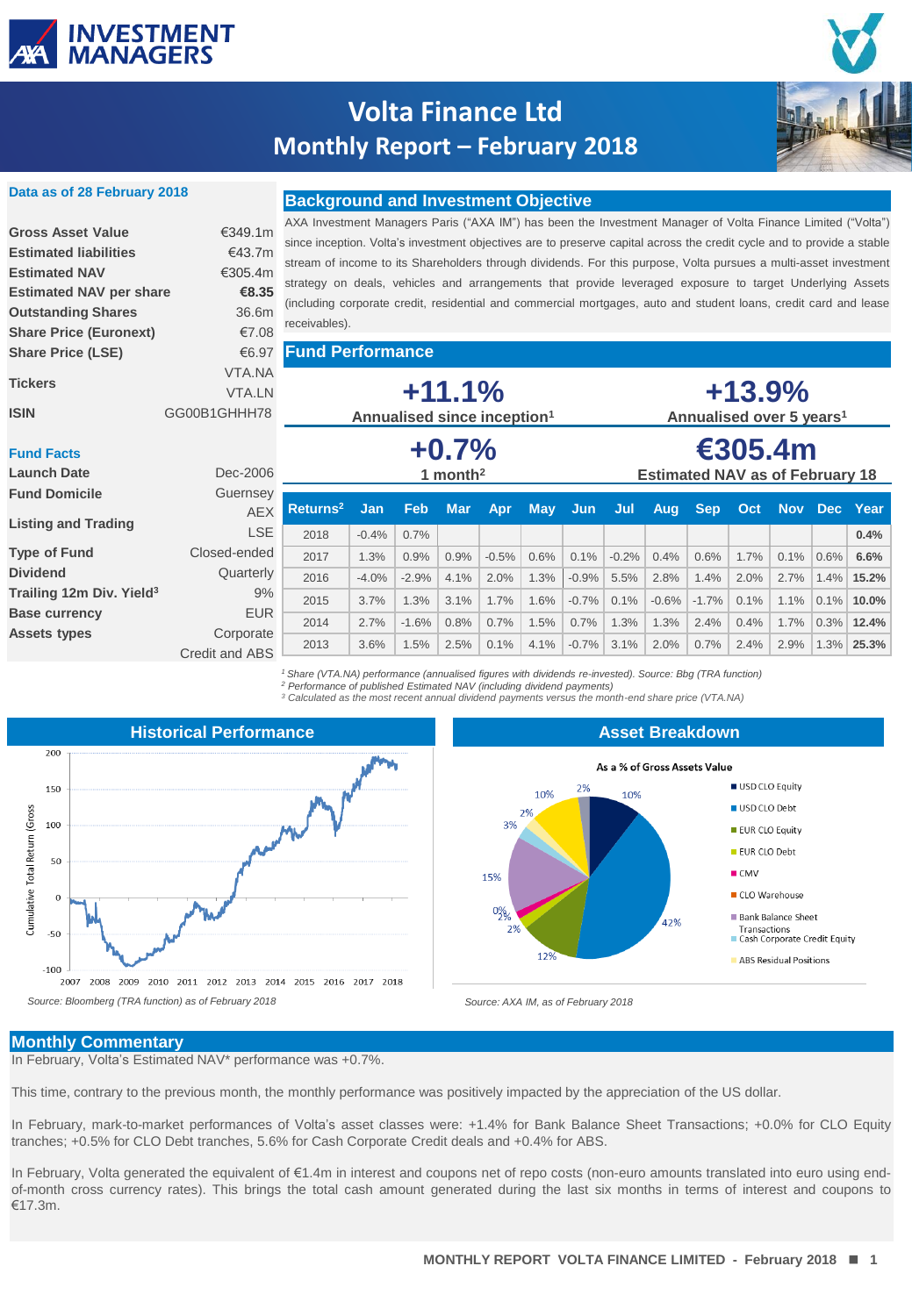# Volta Finance Ltd
## Monthly Report – February 2018

**Data as of 28 February 2018**

| | |
|---|---|
| **Gross Asset Value** | €349.1m |
| **Estimated liabilities** | €43.7m |
| **Estimated NAV** | €305.4m |
| **Estimated NAV per share** | **€8.35** |
| **Outstanding Shares** | 36.6m |
| **Share Price (Euronext)** | €7.08 |
| **Share Price (LSE)** | €6.97 |
| **Tickers** | VTA.NA VTA.LN |
| **ISIN** | GG00B1GHHH78 |

**Fund Facts**

| | |
|---|---|
| **Launch Date** | Dec-2006 |
| **Fund Domicile** | Guernsey |
| **Listing and Trading** | AEX LSE |
| **Type of Fund** | Closed-ended |
| **Dividend** | Quarterly |
| **Trailing 12m Div. Yield[3]** | 9% |
| **Base currency** | EUR |
| **Assets types** | Corporate Credit and ABS |

## Background and Investment Objective

AXA Investment Managers Paris ("AXA IM") has been the Investment Manager of Volta Finance Limited ("Volta") since inception. Volta's investment objectives are to preserve capital across the credit cycle and to provide a stable stream of income to its Shareholders through dividends. For this purpose, Volta pursues a multi-asset investment strategy on deals, vehicles and arrangements that provide leveraged exposure to target Underlying Assets (including corporate credit, residential and commercial mortgages, auto and student loans, credit card and lease receivables).

## Fund Performance

**+11.1%** Annualised since inception[1]

**+13.9%** Annualised over 5 years[1]

**+0.7%** 1 month[2]

**€305.4m** Estimated NAV as of February 18

| Returns[2] | Jan | Feb | Mar | Apr | May | Jun | Jul | Aug | Sep | Oct | Nov | Dec | Year |
|---|---|---|---|---|---|---|---|---|---|---|---|---|---|
| 2018 | -0.4% | 0.7% | | | | | | | | | | | **0.4%** |
| 2017 | 1.3% | 0.9% | 0.9% | -0.5% | 0.6% | 0.1% | -0.2% | 0.4% | 0.6% | 1.7% | 0.1% | 0.6% | **6.6%** |
| 2016 | -4.0% | -2.9% | 4.1% | 2.0% | 1.3% | -0.9% | 5.5% | 2.8% | 1.4% | 2.0% | 2.7% | 1.4% | **15.2%** |
| 2015 | 3.7% | 1.3% | 3.1% | 1.7% | 1.6% | -0.7% | 0.1% | -0.6% | -1.7% | 0.1% | 1.1% | 0.1% | **10.0%** |
| 2014 | 2.7% | -1.6% | 0.8% | 0.7% | 1.5% | 0.7% | 1.3% | 1.3% | 2.4% | 0.4% | 1.7% | 0.3% | **12.4%** |
| 2013 | 3.6% | 1.5% | 2.5% | 0.1% | 4.1% | -0.7% | 3.1% | 2.0% | 0.7% | 2.4% | 2.9% | 1.3% | **25.3%** |

*[1] Share (VTA.NA) performance (annualised figures with dividends re-invested). Source: Bbg (TRA function)*
*[2] Performance of published Estimated NAV (including dividend payments)*
*[3] Calculated as the most recent annual dividend payments versus the month-end share price (VTA.NA)*

## Historical Performance

*Source: Bloomberg (TRA function) as of February 2018*

## Asset Breakdown

*Source: AXA IM, as of February 2018*

## Monthly Commentary

In February, Volta's Estimated NAV* performance was +0.7%.

This time, contrary to the previous month, the monthly performance was positively impacted by the appreciation of the US dollar.

In February, mark-to-market performances of Volta's asset classes were: +1.4% for Bank Balance Sheet Transactions; +0.0% for CLO Equity tranches; +0.5% for CLO Debt tranches, 5.6% for Cash Corporate Credit deals and +0.4% for ABS.

In February, Volta generated the equivalent of €1.4m in interest and coupons net of repo costs (non-euro amounts translated into euro using end-of-month cross currency rates). This brings the total cash amount generated during the last six months in terms of interest and coupons to €17.3m.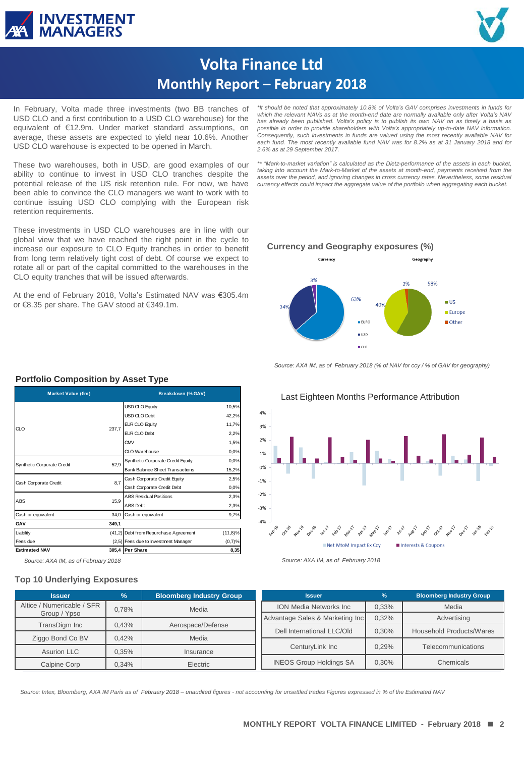# Volta Finance Ltd
## Monthly Report – February 2018

In February, Volta made three investments (two BB tranches of USD CLO and a first contribution to a USD CLO warehouse) for the equivalent of €12.9m. Under market standard assumptions, on average, these assets are expected to yield near 10.6%. Another USD CLO warehouse is expected to be opened in March.

These two warehouses, both in USD, are good examples of our ability to continue to invest in USD CLO tranches despite the potential release of the US risk retention rule. For now, we have been able to convince the CLO managers we want to work with to continue issuing USD CLO complying with the European risk retention requirements.

These investments in USD CLO warehouses are in line with our global view that we have reached the right point in the cycle to increase our exposure to CLO Equity tranches in order to benefit from long term relatively tight cost of debt. Of course we expect to rotate all or part of the capital committed to the warehouses in the CLO equity tranches that will be issued afterwards.

At the end of February 2018, Volta's Estimated NAV was €305.4m or €8.35 per share. The GAV stood at €349.1m.

*\*It should be noted that approximately 10.8% of Volta's GAV comprises investments in funds for which the relevant NAVs as at the month-end date are normally available only after Volta's NAV has already been published. Volta's policy is to publish its own NAV on as timely a basis as possible in order to provide shareholders with Volta's appropriately up-to-date NAV information. Consequently, such investments in funds are valued using the most recently available NAV for each fund. The most recently available fund NAV was for 8.2% as at 31 January 2018 and for 2.6% as at 29 September 2017.*

*\*\* "Mark-to-market variation" is calculated as the Dietz-performance of the assets in each bucket, taking into account the Mark-to-Market of the assets at month-end, payments received from the assets over the period, and ignoring changes in cross currency rates. Nevertheless, some residual currency effects could impact the aggregate value of the portfolio when aggregating each bucket.*

### Currency and Geography exposures (%)

Currency: EURO 63%, USD 34%, CHF 3%

Geography: US 58%, Europe 40%, Other 2%

*Source: AXA IM, as of February 2018 (% of NAV for ccy / % of GAV for geography)*

### Portfolio Composition by Asset Type

| Market Value (€m) | | Breakdown (% GAV) | |
|---|---|---|---|
| CLO | 237,7 | USD CLO Equity | 10,5% |
| | | USD CLO Debt | 42,2% |
| | | EUR CLO Equity | 11,7% |
| | | EUR CLO Debt | 2,2% |
| | | CMV | 1,5% |
| | | CLO Warehouse | 0,0% |
| Synthetic Corporate Credit | 52,9 | Synthetic Corporate Credit Equity | 0,0% |
| | | Bank Balance Sheet Transactions | 15,2% |
| Cash Corporate Credit | 8,7 | Cash Corporate Credit Equity | 2,5% |
| | | Cash Corporate Credit Debt | 0,0% |
| ABS | 15,9 | ABS Residual Positions | 2,3% |
| | | ABS Debt | 2,3% |
| Cash or equivalent | 34,0 | Cash or equivalent | 9,7% |
| **GAV** | **349,1** | | |
| Liability | (41,2) | Debt from Repurchase Agreement | (11,8)% |
| Fees due | (2,5) | Fees due to Investment Manager | (0,7)% |
| **Estimated NAV** | **305,4** | **Per Share** | **8,35** |

*Source: AXA IM, as of February 2018*

### Last Eighteen Months Performance Attribution

Legend: Net MtoM Impact Ex Ccy; Interests & Coupons (Sep-16 to Feb-18)

*Source: AXA IM, as of February 2018*

### Top 10 Underlying Exposures

| Issuer | % | Bloomberg Industry Group |
|---|---|---|
| Altice / Numericable / SFR Group / Ypso | 0,78% | Media |
| TransDigm Inc | 0,43% | Aerospace/Defense |
| Ziggo Bond Co BV | 0,42% | Media |
| Asurion LLC | 0,35% | Insurance |
| Calpine Corp | 0,34% | Electric |

| Issuer | % | Bloomberg Industry Group |
|---|---|---|
| ION Media Networks Inc | 0,33% | Media |
| Advantage Sales & Marketing Inc | 0,32% | Advertising |
| Dell International LLC/Old | 0,30% | Household Products/Wares |
| CenturyLink Inc | 0,29% | Telecommunications |
| INEOS Group Holdings SA | 0,30% | Chemicals |

*Source: Intex, Bloomberg, AXA IM Paris as of February 2018 – unaudited figures - not accounting for unsettled trades Figures expressed in % of the Estimated NAV*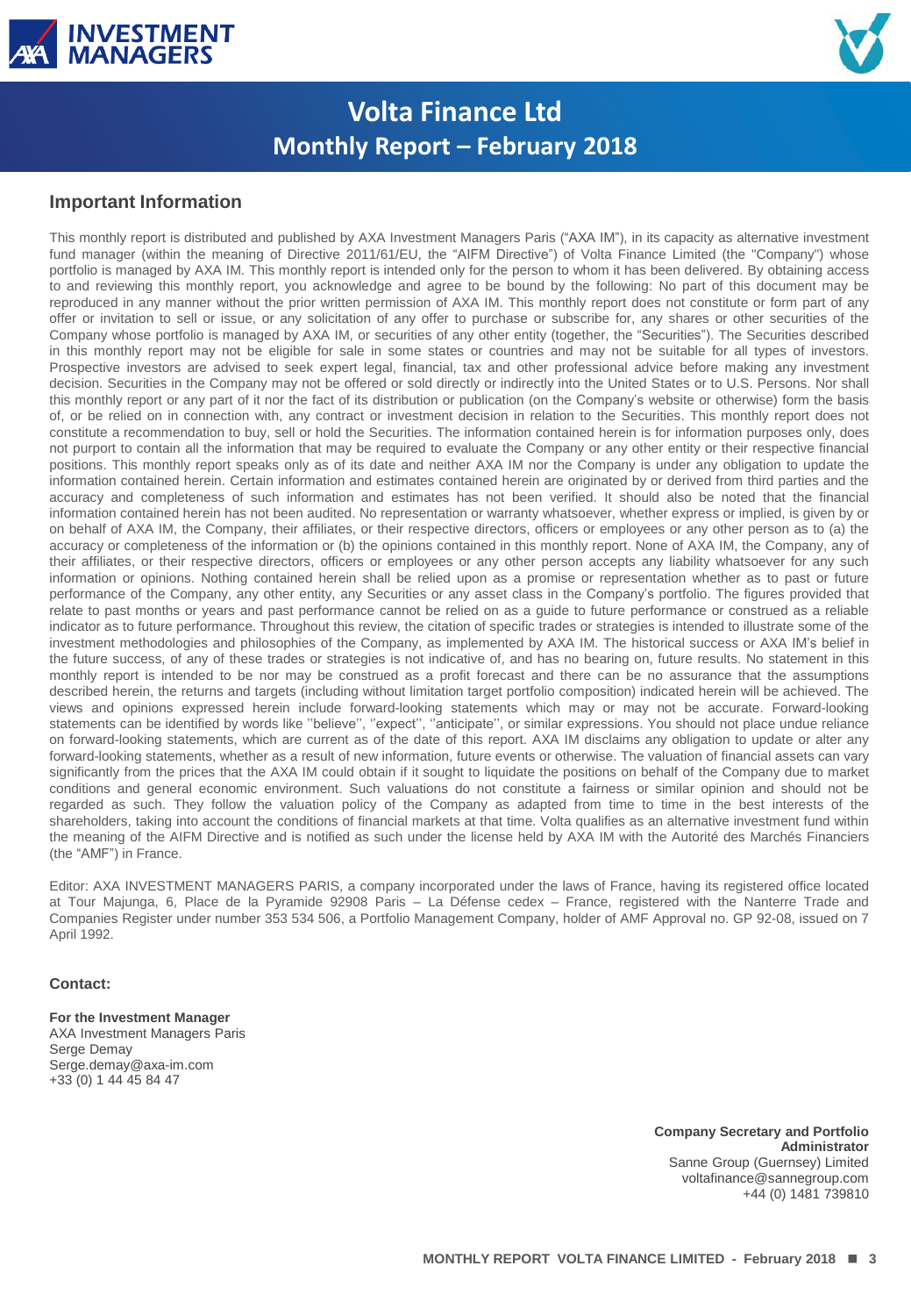# Volta Finance Ltd
## Monthly Report – February 2018

### Important Information

This monthly report is distributed and published by AXA Investment Managers Paris ("AXA IM"), in its capacity as alternative investment fund manager (within the meaning of Directive 2011/61/EU, the "AIFM Directive") of Volta Finance Limited (the "Company") whose portfolio is managed by AXA IM. This monthly report is intended only for the person to whom it has been delivered. By obtaining access to and reviewing this monthly report, you acknowledge and agree to be bound by the following: No part of this document may be reproduced in any manner without the prior written permission of AXA IM. This monthly report does not constitute or form part of any offer or invitation to sell or issue, or any solicitation of any offer to purchase or subscribe for, any shares or other securities of the Company whose portfolio is managed by AXA IM, or securities of any other entity (together, the "Securities"). The Securities described in this monthly report may not be eligible for sale in some states or countries and may not be suitable for all types of investors. Prospective investors are advised to seek expert legal, financial, tax and other professional advice before making any investment decision. Securities in the Company may not be offered or sold directly or indirectly into the United States or to U.S. Persons. Nor shall this monthly report or any part of it nor the fact of its distribution or publication (on the Company's website or otherwise) form the basis of, or be relied on in connection with, any contract or investment decision in relation to the Securities. This monthly report does not constitute a recommendation to buy, sell or hold the Securities. The information contained herein is for information purposes only, does not purport to contain all the information that may be required to evaluate the Company or any other entity or their respective financial positions. This monthly report speaks only as of its date and neither AXA IM nor the Company is under any obligation to update the information contained herein. Certain information and estimates contained herein are originated by or derived from third parties and the accuracy and completeness of such information and estimates has not been verified. It should also be noted that the financial information contained herein has not been audited. No representation or warranty whatsoever, whether express or implied, is given by or on behalf of AXA IM, the Company, their affiliates, or their respective directors, officers or employees or any other person as to (a) the accuracy or completeness of the information or (b) the opinions contained in this monthly report. None of AXA IM, the Company, any of their affiliates, or their respective directors, officers or employees or any other person accepts any liability whatsoever for any such information or opinions. Nothing contained herein shall be relied upon as a promise or representation whether as to past or future performance of the Company, any other entity, any Securities or any asset class in the Company's portfolio. The figures provided that relate to past months or years and past performance cannot be relied on as a guide to future performance or construed as a reliable indicator as to future performance. Throughout this review, the citation of specific trades or strategies is intended to illustrate some of the investment methodologies and philosophies of the Company, as implemented by AXA IM. The historical success or AXA IM's belief in the future success, of any of these trades or strategies is not indicative of, and has no bearing on, future results. No statement in this monthly report is intended to be nor may be construed as a profit forecast and there can be no assurance that the assumptions described herein, the returns and targets (including without limitation target portfolio composition) indicated herein will be achieved. The views and opinions expressed herein include forward-looking statements which may or may not be accurate. Forward-looking statements can be identified by words like ''believe'', ''expect'', ''anticipate'', or similar expressions. You should not place undue reliance on forward-looking statements, which are current as of the date of this report. AXA IM disclaims any obligation to update or alter any forward-looking statements, whether as a result of new information, future events or otherwise. The valuation of financial assets can vary significantly from the prices that the AXA IM could obtain if it sought to liquidate the positions on behalf of the Company due to market conditions and general economic environment. Such valuations do not constitute a fairness or similar opinion and should not be regarded as such. They follow the valuation policy of the Company as adapted from time to time in the best interests of the shareholders, taking into account the conditions of financial markets at that time. Volta qualifies as an alternative investment fund within the meaning of the AIFM Directive and is notified as such under the license held by AXA IM with the Autorité des Marchés Financiers (the "AMF") in France.

Editor: AXA INVESTMENT MANAGERS PARIS, a company incorporated under the laws of France, having its registered office located at Tour Majunga, 6, Place de la Pyramide 92908 Paris – La Défense cedex – France, registered with the Nanterre Trade and Companies Register under number 353 534 506, a Portfolio Management Company, holder of AMF Approval no. GP 92-08, issued on 7 April 1992.

### Contact:

**For the Investment Manager**
AXA Investment Managers Paris
Serge Demay
Serge.demay@axa-im.com
+33 (0) 1 44 45 84 47

**Company Secretary and Portfolio Administrator**
Sanne Group (Guernsey) Limited
voltafinance@sannegroup.com
+44 (0) 1481 739810